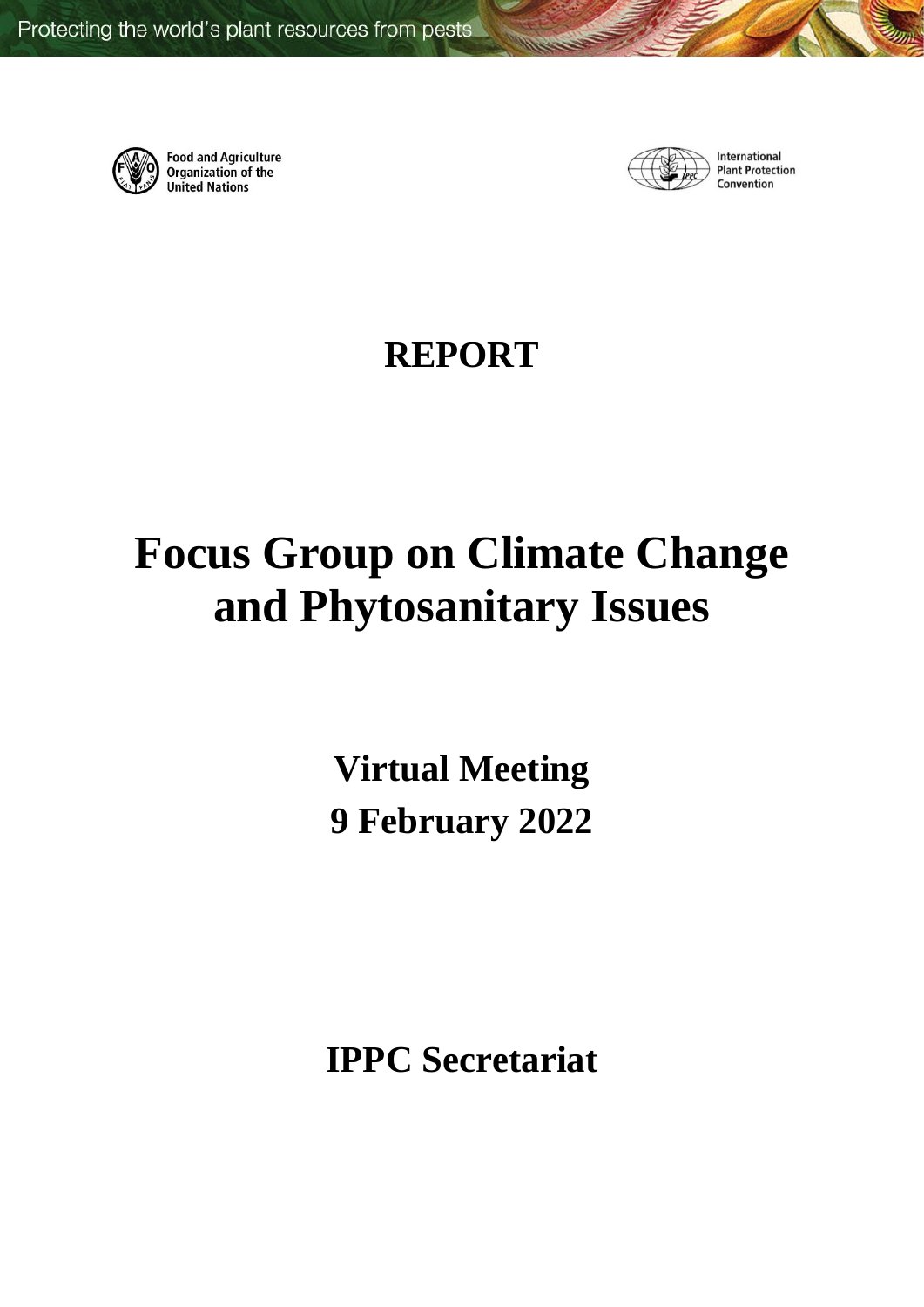Protecting the world's plant resources from pests

Food and Agriculture Organization of the United Nations

International Plant Protection Convention

# REPORT

# Focus Group on Climate Change and Phytosanitary Issues

## Virtual Meeting
## 9 February 2022

## IPPC Secretariat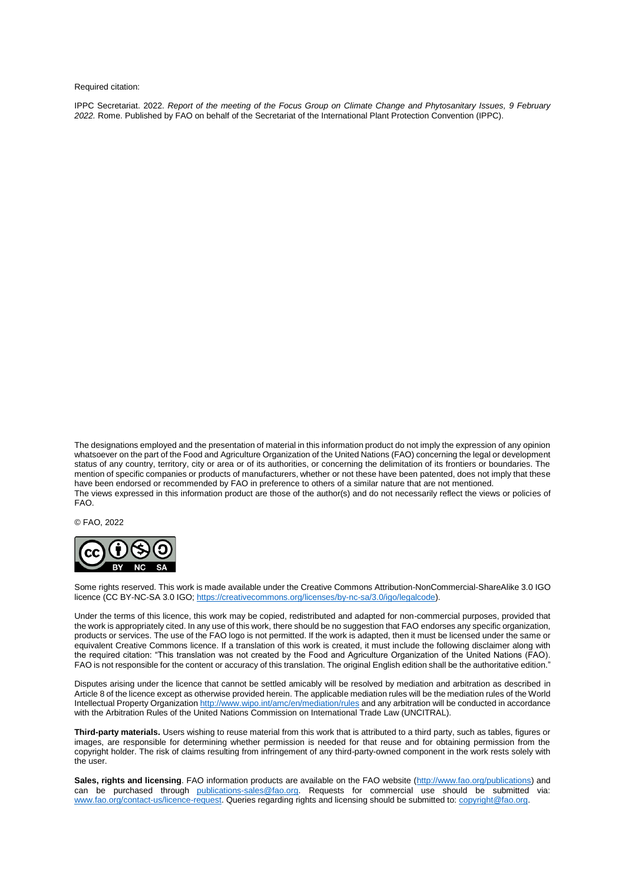Required citation:

IPPC Secretariat. 2022. *Report of the meeting of the Focus Group on Climate Change and Phytosanitary Issues, 9 February 2022.* Rome. Published by FAO on behalf of the Secretariat of the International Plant Protection Convention (IPPC).

The designations employed and the presentation of material in this information product do not imply the expression of any opinion whatsoever on the part of the Food and Agriculture Organization of the United Nations (FAO) concerning the legal or development status of any country, territory, city or area or of its authorities, or concerning the delimitation of its frontiers or boundaries. The mention of specific companies or products of manufacturers, whether or not these have been patented, does not imply that these have been endorsed or recommended by FAO in preference to others of a similar nature that are not mentioned.
The views expressed in this information product are those of the author(s) and do not necessarily reflect the views or policies of FAO.

© FAO, 2022

Some rights reserved. This work is made available under the Creative Commons Attribution-NonCommercial-ShareAlike 3.0 IGO licence (CC BY-NC-SA 3.0 IGO; https://creativecommons.org/licenses/by-nc-sa/3.0/igo/legalcode).

Under the terms of this licence, this work may be copied, redistributed and adapted for non-commercial purposes, provided that the work is appropriately cited. In any use of this work, there should be no suggestion that FAO endorses any specific organization, products or services. The use of the FAO logo is not permitted. If the work is adapted, then it must be licensed under the same or equivalent Creative Commons licence. If a translation of this work is created, it must include the following disclaimer along with the required citation: "This translation was not created by the Food and Agriculture Organization of the United Nations (FAO). FAO is not responsible for the content or accuracy of this translation. The original English edition shall be the authoritative edition."

Disputes arising under the licence that cannot be settled amicably will be resolved by mediation and arbitration as described in Article 8 of the licence except as otherwise provided herein. The applicable mediation rules will be the mediation rules of the World Intellectual Property Organization http://www.wipo.int/amc/en/mediation/rules and any arbitration will be conducted in accordance with the Arbitration Rules of the United Nations Commission on International Trade Law (UNCITRAL).

**Third-party materials.** Users wishing to reuse material from this work that is attributed to a third party, such as tables, figures or images, are responsible for determining whether permission is needed for that reuse and for obtaining permission from the copyright holder. The risk of claims resulting from infringement of any third-party-owned component in the work rests solely with the user.

**Sales, rights and licensing**. FAO information products are available on the FAO website (http://www.fao.org/publications) and can be purchased through publications-sales@fao.org. Requests for commercial use should be submitted via: www.fao.org/contact-us/licence-request. Queries regarding rights and licensing should be submitted to: copyright@fao.org.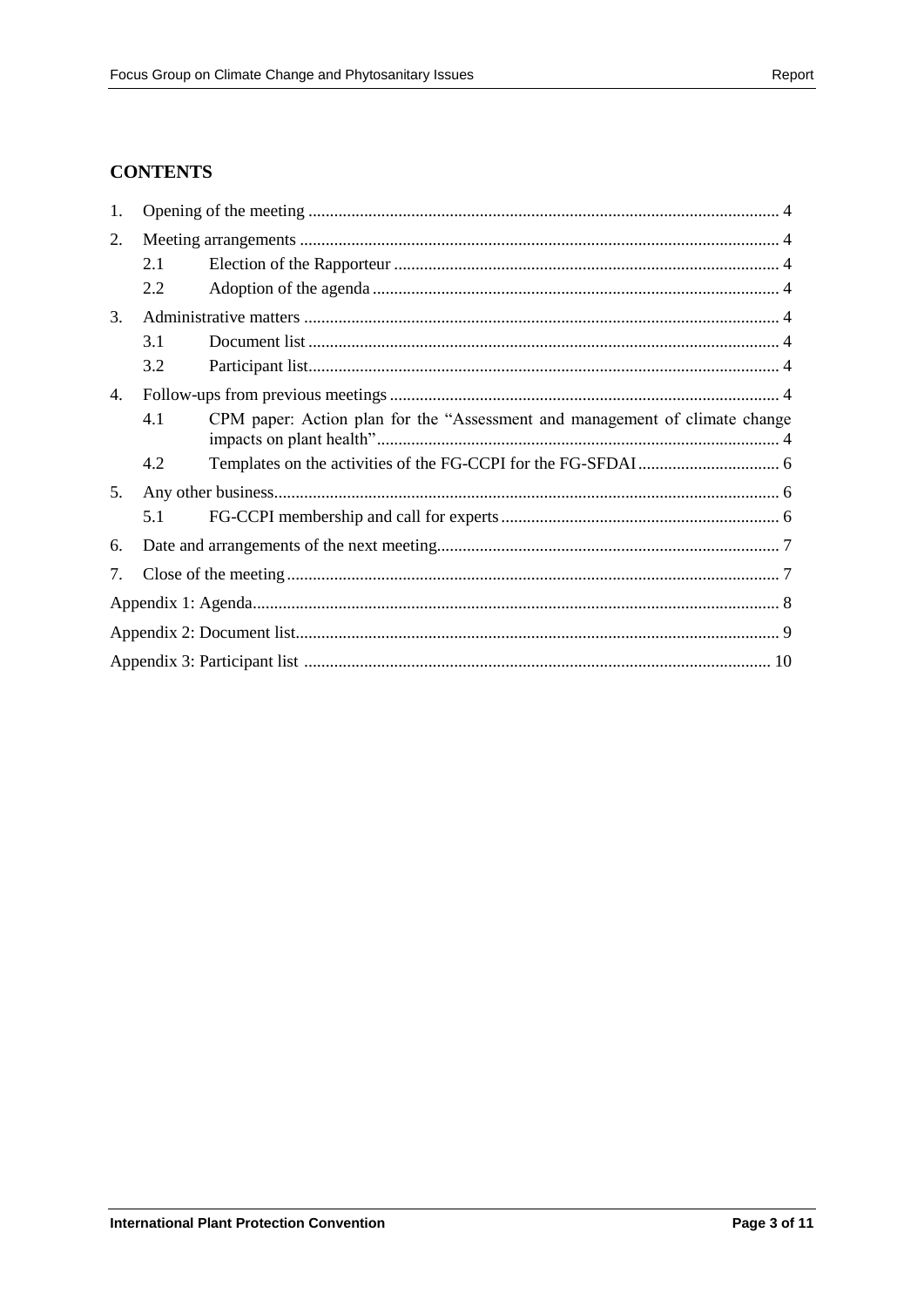## CONTENTS

1. Opening of the meeting ..... 4
2. Meeting arrangements ..... 4
   - 2.1 Election of the Rapporteur ..... 4
   - 2.2 Adoption of the agenda ..... 4
3. Administrative matters ..... 4
   - 3.1 Document list ..... 4
   - 3.2 Participant list ..... 4
4. Follow-ups from previous meetings ..... 4
   - 4.1 CPM paper: Action plan for the "Assessment and management of climate change impacts on plant health" ..... 4
   - 4.2 Templates on the activities of the FG-CCPI for the FG-SFDAI ..... 6
5. Any other business ..... 6
   - 5.1 FG-CCPI membership and call for experts ..... 6
6. Date and arrangements of the next meeting ..... 7
7. Close of the meeting ..... 7

Appendix 1: Agenda ..... 8

Appendix 2: Document list ..... 9

Appendix 3: Participant list ..... 10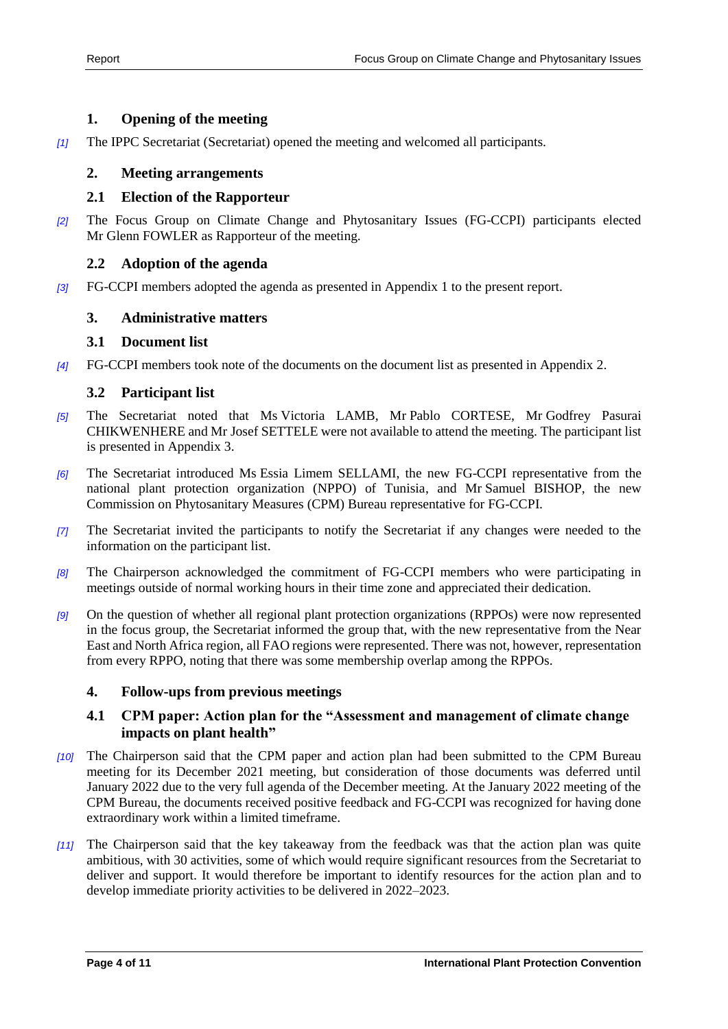## 1. Opening of the meeting

[1] The IPPC Secretariat (Secretariat) opened the meeting and welcomed all participants.

## 2. Meeting arrangements

### 2.1 Election of the Rapporteur

[2] The Focus Group on Climate Change and Phytosanitary Issues (FG-CCPI) participants elected Mr Glenn FOWLER as Rapporteur of the meeting.

### 2.2 Adoption of the agenda

[3] FG-CCPI members adopted the agenda as presented in Appendix 1 to the present report.

## 3. Administrative matters

### 3.1 Document list

[4] FG-CCPI members took note of the documents on the document list as presented in Appendix 2.

### 3.2 Participant list

[5] The Secretariat noted that Ms Victoria LAMB, Mr Pablo CORTESE, Mr Godfrey Pasurai CHIKWENHERE and Mr Josef SETTELE were not available to attend the meeting. The participant list is presented in Appendix 3.

[6] The Secretariat introduced Ms Essia Limem SELLAMI, the new FG-CCPI representative from the national plant protection organization (NPPO) of Tunisia, and Mr Samuel BISHOP, the new Commission on Phytosanitary Measures (CPM) Bureau representative for FG-CCPI.

[7] The Secretariat invited the participants to notify the Secretariat if any changes were needed to the information on the participant list.

[8] The Chairperson acknowledged the commitment of FG-CCPI members who were participating in meetings outside of normal working hours in their time zone and appreciated their dedication.

[9] On the question of whether all regional plant protection organizations (RPPOs) were now represented in the focus group, the Secretariat informed the group that, with the new representative from the Near East and North Africa region, all FAO regions were represented. There was not, however, representation from every RPPO, noting that there was some membership overlap among the RPPOs.

## 4. Follow-ups from previous meetings

### 4.1 CPM paper: Action plan for the "Assessment and management of climate change impacts on plant health"

[10] The Chairperson said that the CPM paper and action plan had been submitted to the CPM Bureau meeting for its December 2021 meeting, but consideration of those documents was deferred until January 2022 due to the very full agenda of the December meeting. At the January 2022 meeting of the CPM Bureau, the documents received positive feedback and FG-CCPI was recognized for having done extraordinary work within a limited timeframe.

[11] The Chairperson said that the key takeaway from the feedback was that the action plan was quite ambitious, with 30 activities, some of which would require significant resources from the Secretariat to deliver and support. It would therefore be important to identify resources for the action plan and to develop immediate priority activities to be delivered in 2022–2023.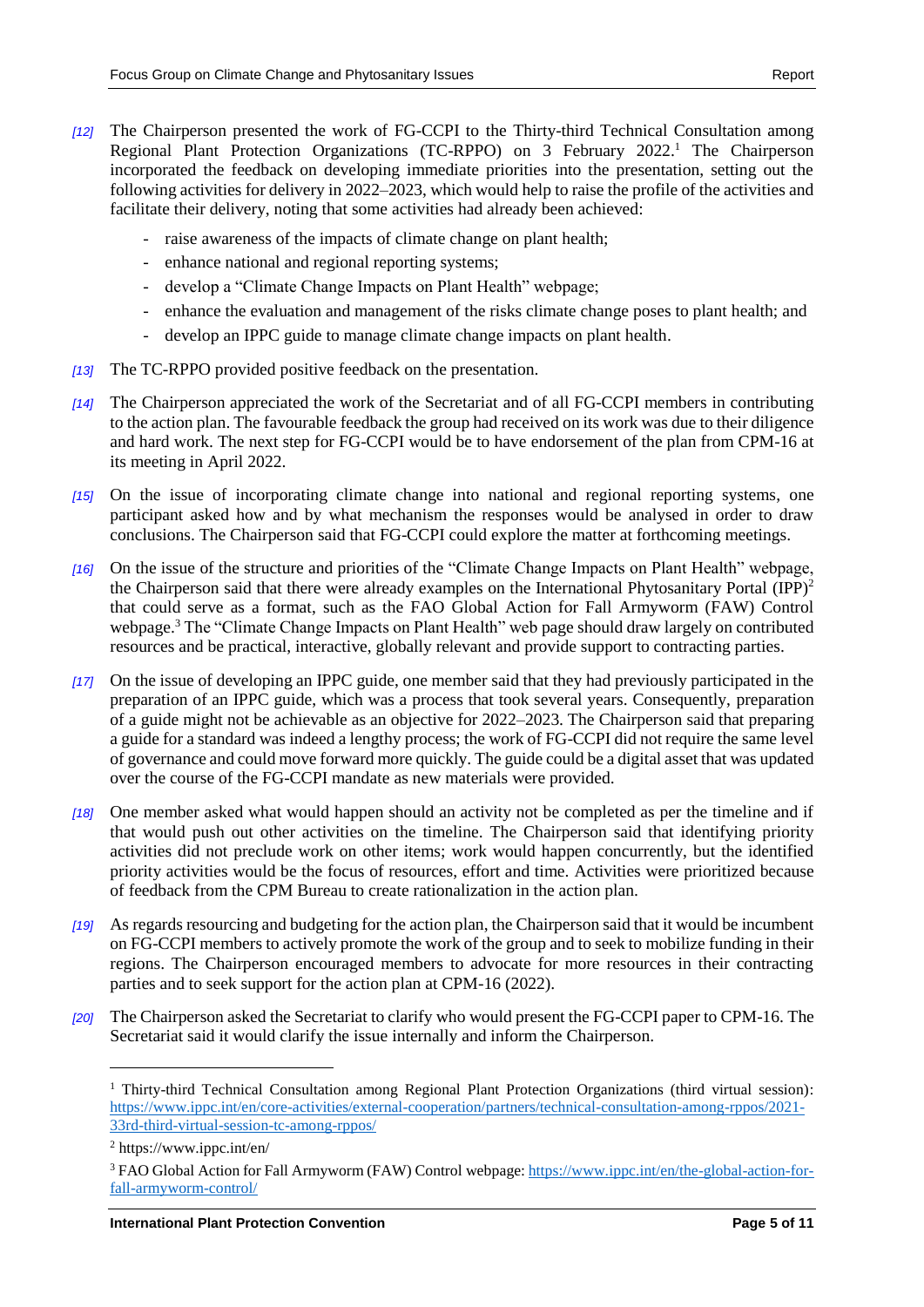[12] The Chairperson presented the work of FG-CCPI to the Thirty-third Technical Consultation among Regional Plant Protection Organizations (TC-RPPO) on 3 February 2022.[1] The Chairperson incorporated the feedback on developing immediate priorities into the presentation, setting out the following activities for delivery in 2022–2023, which would help to raise the profile of the activities and facilitate their delivery, noting that some activities had already been achieved:

- raise awareness of the impacts of climate change on plant health;
- enhance national and regional reporting systems;
- develop a "Climate Change Impacts on Plant Health" webpage;
- enhance the evaluation and management of the risks climate change poses to plant health; and
- develop an IPPC guide to manage climate change impacts on plant health.

[13] The TC-RPPO provided positive feedback on the presentation.

[14] The Chairperson appreciated the work of the Secretariat and of all FG-CCPI members in contributing to the action plan. The favourable feedback the group had received on its work was due to their diligence and hard work. The next step for FG-CCPI would be to have endorsement of the plan from CPM-16 at its meeting in April 2022.

[15] On the issue of incorporating climate change into national and regional reporting systems, one participant asked how and by what mechanism the responses would be analysed in order to draw conclusions. The Chairperson said that FG-CCPI could explore the matter at forthcoming meetings.

[16] On the issue of the structure and priorities of the "Climate Change Impacts on Plant Health" webpage, the Chairperson said that there were already examples on the International Phytosanitary Portal (IPP)[2] that could serve as a format, such as the FAO Global Action for Fall Armyworm (FAW) Control webpage.[3] The "Climate Change Impacts on Plant Health" web page should draw largely on contributed resources and be practical, interactive, globally relevant and provide support to contracting parties.

[17] On the issue of developing an IPPC guide, one member said that they had previously participated in the preparation of an IPPC guide, which was a process that took several years. Consequently, preparation of a guide might not be achievable as an objective for 2022–2023. The Chairperson said that preparing a guide for a standard was indeed a lengthy process; the work of FG-CCPI did not require the same level of governance and could move forward more quickly. The guide could be a digital asset that was updated over the course of the FG-CCPI mandate as new materials were provided.

[18] One member asked what would happen should an activity not be completed as per the timeline and if that would push out other activities on the timeline. The Chairperson said that identifying priority activities did not preclude work on other items; work would happen concurrently, but the identified priority activities would be the focus of resources, effort and time. Activities were prioritized because of feedback from the CPM Bureau to create rationalization in the action plan.

[19] As regards resourcing and budgeting for the action plan, the Chairperson said that it would be incumbent on FG-CCPI members to actively promote the work of the group and to seek to mobilize funding in their regions. The Chairperson encouraged members to advocate for more resources in their contracting parties and to seek support for the action plan at CPM-16 (2022).

[20] The Chairperson asked the Secretariat to clarify who would present the FG-CCPI paper to CPM-16. The Secretariat said it would clarify the issue internally and inform the Chairperson.

---

[1] Thirty-third Technical Consultation among Regional Plant Protection Organizations (third virtual session): https://www.ippc.int/en/core-activities/external-cooperation/partners/technical-consultation-among-rppos/2021-33rd-third-virtual-session-tc-among-rppos/

[2] https://www.ippc.int/en/

[3] FAO Global Action for Fall Armyworm (FAW) Control webpage: https://www.ippc.int/en/the-global-action-for-fall-armyworm-control/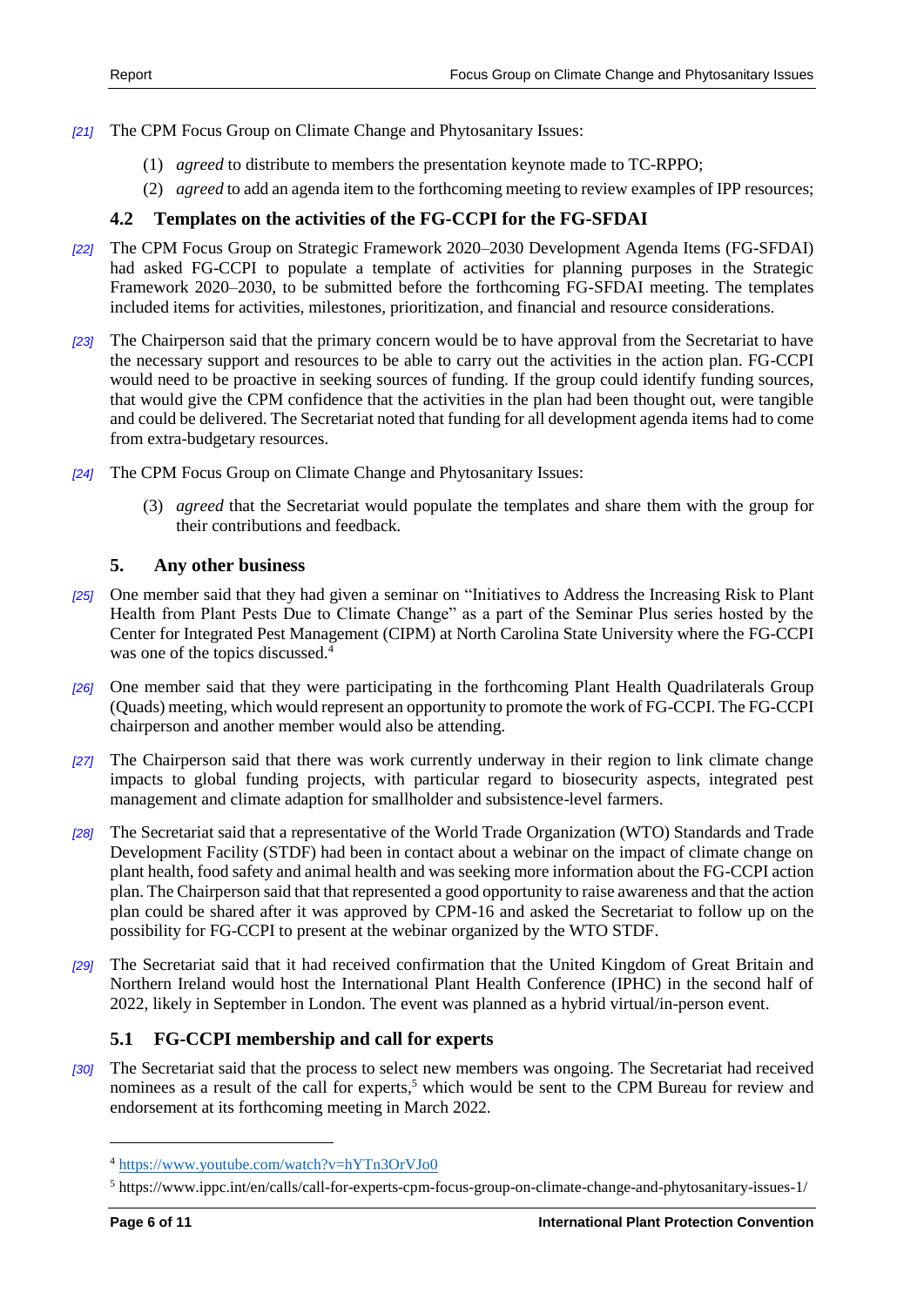[21] The CPM Focus Group on Climate Change and Phytosanitary Issues:

(1) *agreed* to distribute to members the presentation keynote made to TC-RPPO;

(2) *agreed* to add an agenda item to the forthcoming meeting to review examples of IPP resources;

## 4.2 Templates on the activities of the FG-CCPI for the FG-SFDAI

[22] The CPM Focus Group on Strategic Framework 2020–2030 Development Agenda Items (FG-SFDAI) had asked FG-CCPI to populate a template of activities for planning purposes in the Strategic Framework 2020–2030, to be submitted before the forthcoming FG-SFDAI meeting. The templates included items for activities, milestones, prioritization, and financial and resource considerations.

[23] The Chairperson said that the primary concern would be to have approval from the Secretariat to have the necessary support and resources to be able to carry out the activities in the action plan. FG-CCPI would need to be proactive in seeking sources of funding. If the group could identify funding sources, that would give the CPM confidence that the activities in the plan had been thought out, were tangible and could be delivered. The Secretariat noted that funding for all development agenda items had to come from extra-budgetary resources.

[24] The CPM Focus Group on Climate Change and Phytosanitary Issues:

(3) *agreed* that the Secretariat would populate the templates and share them with the group for their contributions and feedback.

## 5. Any other business

[25] One member said that they had given a seminar on "Initiatives to Address the Increasing Risk to Plant Health from Plant Pests Due to Climate Change" as a part of the Seminar Plus series hosted by the Center for Integrated Pest Management (CIPM) at North Carolina State University where the FG-CCPI was one of the topics discussed.[4]

[26] One member said that they were participating in the forthcoming Plant Health Quadrilaterals Group (Quads) meeting, which would represent an opportunity to promote the work of FG-CCPI. The FG-CCPI chairperson and another member would also be attending.

[27] The Chairperson said that there was work currently underway in their region to link climate change impacts to global funding projects, with particular regard to biosecurity aspects, integrated pest management and climate adaption for smallholder and subsistence-level farmers.

[28] The Secretariat said that a representative of the World Trade Organization (WTO) Standards and Trade Development Facility (STDF) had been in contact about a webinar on the impact of climate change on plant health, food safety and animal health and was seeking more information about the FG-CCPI action plan. The Chairperson said that that represented a good opportunity to raise awareness and that the action plan could be shared after it was approved by CPM-16 and asked the Secretariat to follow up on the possibility for FG-CCPI to present at the webinar organized by the WTO STDF.

[29] The Secretariat said that it had received confirmation that the United Kingdom of Great Britain and Northern Ireland would host the International Plant Health Conference (IPHC) in the second half of 2022, likely in September in London. The event was planned as a hybrid virtual/in-person event.

## 5.1 FG-CCPI membership and call for experts

[30] The Secretariat said that the process to select new members was ongoing. The Secretariat had received nominees as a result of the call for experts,[5] which would be sent to the CPM Bureau for review and endorsement at its forthcoming meeting in March 2022.

---

[4] https://www.youtube.com/watch?v=hYTn3OrVJo0

[5] https://www.ippc.int/en/calls/call-for-experts-cpm-focus-group-on-climate-change-and-phytosanitary-issues-1/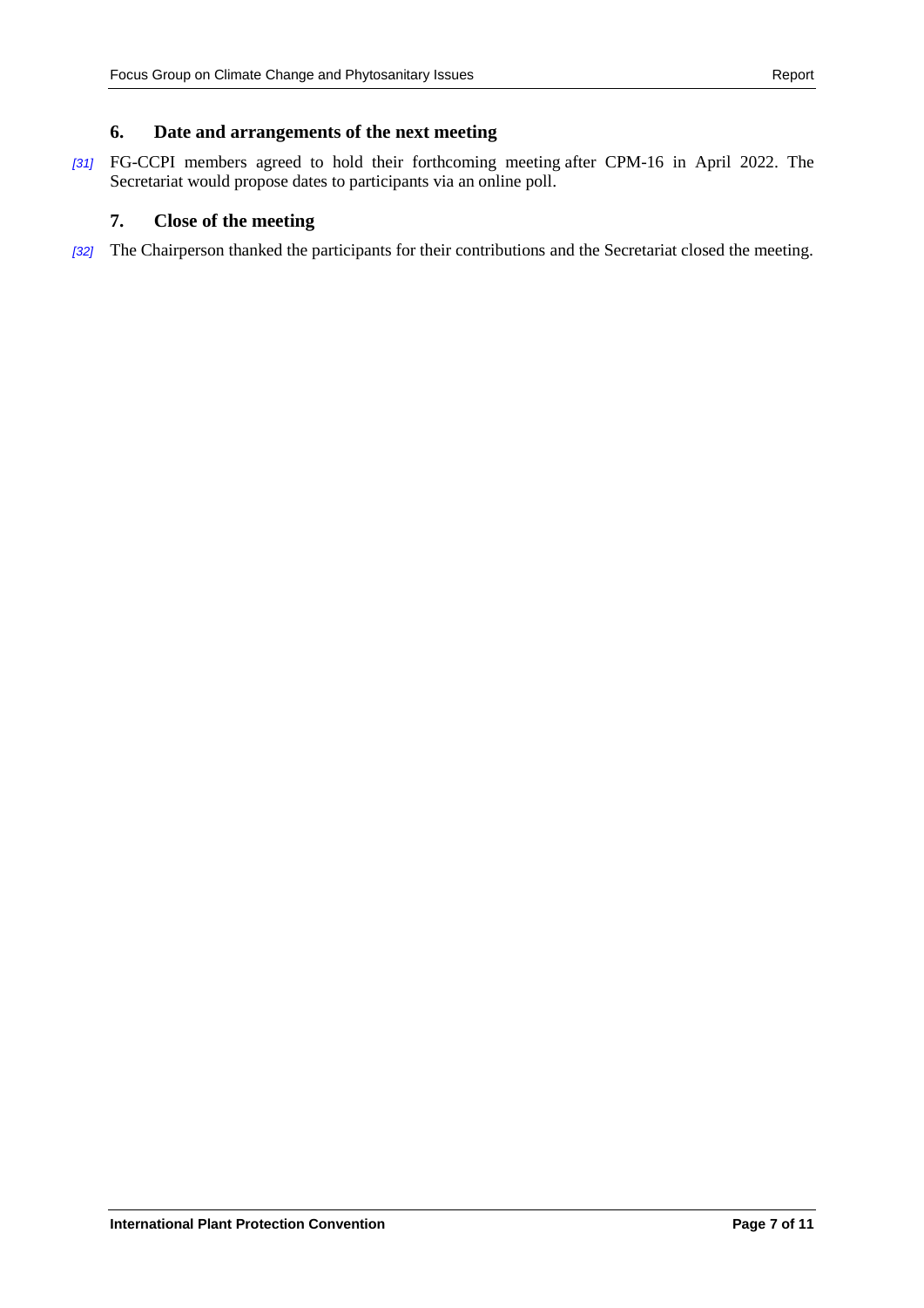## 6. Date and arrangements of the next meeting

[31] FG-CCPI members agreed to hold their forthcoming meeting after CPM-16 in April 2022. The Secretariat would propose dates to participants via an online poll.

## 7. Close of the meeting

[32] The Chairperson thanked the participants for their contributions and the Secretariat closed the meeting.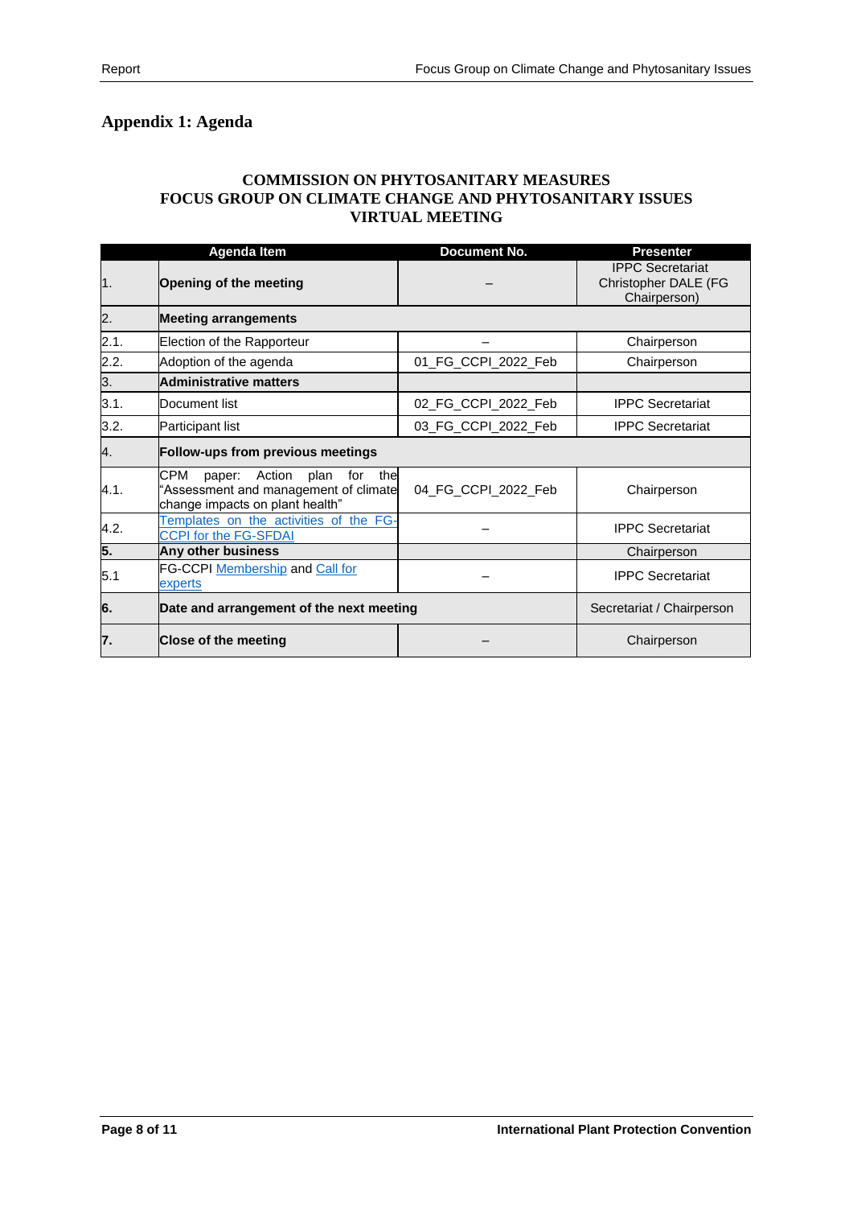## Appendix 1: Agenda

**COMMISSION ON PHYTOSANITARY MEASURES**
**FOCUS GROUP ON CLIMATE CHANGE AND PHYTOSANITARY ISSUES**
**VIRTUAL MEETING**

| | Agenda Item | Document No. | Presenter |
|---|---|---|---|
| 1. | **Opening of the meeting** | – | IPPC Secretariat Christopher DALE (FG Chairperson) |
| 2. | **Meeting arrangements** | | |
| 2.1. | Election of the Rapporteur | – | Chairperson |
| 2.2. | Adoption of the agenda | 01_FG_CCPI_2022_Feb | Chairperson |
| 3. | **Administrative matters** | | |
| 3.1. | Document list | 02_FG_CCPI_2022_Feb | IPPC Secretariat |
| 3.2. | Participant list | 03_FG_CCPI_2022_Feb | IPPC Secretariat |
| 4. | **Follow-ups from previous meetings** | | |
| 4.1. | CPM paper: Action plan for the "Assessment and management of climate change impacts on plant health" | 04_FG_CCPI_2022_Feb | Chairperson |
| 4.2. | Templates on the activities of the FG-CCPI for the FG-SFDAI | – | IPPC Secretariat |
| **5.** | **Any other business** | | Chairperson |
| 5.1 | FG-CCPI Membership and Call for experts | – | IPPC Secretariat |
| **6.** | **Date and arrangement of the next meeting** | | Secretariat / Chairperson |
| **7.** | **Close of the meeting** | – | Chairperson |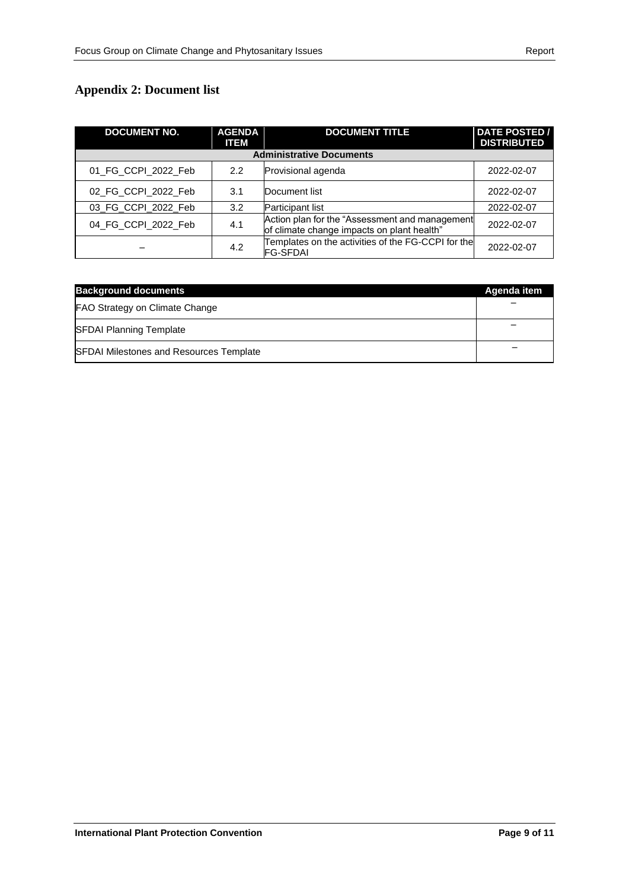## Appendix 2: Document list

| DOCUMENT NO. | AGENDA ITEM | DOCUMENT TITLE | DATE POSTED / DISTRIBUTED |
|---|---|---|---|
| **Administrative Documents** | | | |
| 01_FG_CCPI_2022_Feb | 2.2 | Provisional agenda | 2022-02-07 |
| 02_FG_CCPI_2022_Feb | 3.1 | Document list | 2022-02-07 |
| 03_FG_CCPI_2022_Feb | 3.2 | Participant list | 2022-02-07 |
| 04_FG_CCPI_2022_Feb | 4.1 | Action plan for the "Assessment and management of climate change impacts on plant health" | 2022-02-07 |
| – | 4.2 | Templates on the activities of the FG-CCPI for the FG-SFDAI | 2022-02-07 |

| Background documents | Agenda item |
|---|---|
| FAO Strategy on Climate Change | – |
| SFDAI Planning Template | – |
| SFDAI Milestones and Resources Template | – |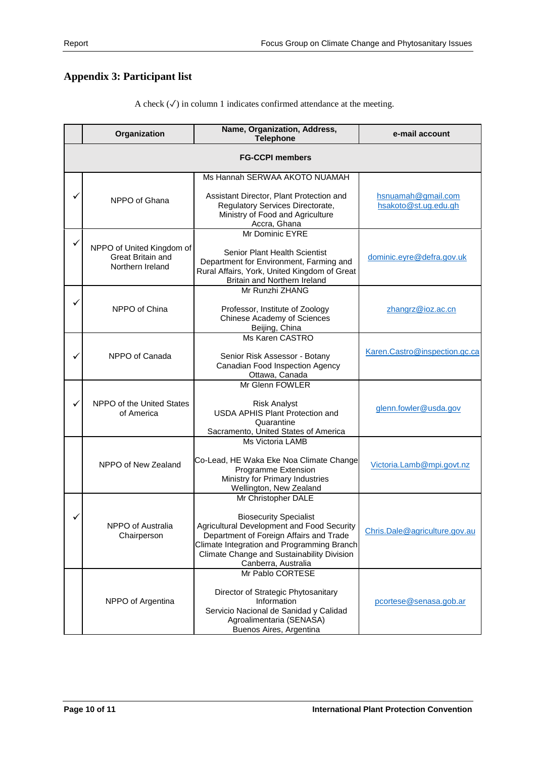## Appendix 3: Participant list

A check (✓) in column 1 indicates confirmed attendance at the meeting.

| | Organization | Name, Organization, Address, Telephone | e-mail account |
|---|---|---|---|
| **FG-CCPI members** | | | |
| ✓ | NPPO of Ghana | Ms Hannah SERWAA AKOTO NUAMAH<br><br>Assistant Director, Plant Protection and Regulatory Services Directorate, Ministry of Food and Agriculture<br>Accra, Ghana | hsnuamah@gmail.com<br>hsakoto@st.ug.edu.gh |
| ✓ | NPPO of United Kingdom of Great Britain and Northern Ireland | Mr Dominic EYRE<br><br>Senior Plant Health Scientist<br>Department for Environment, Farming and Rural Affairs, York, United Kingdom of Great Britain and Northern Ireland | dominic.eyre@defra.gov.uk |
| ✓ | NPPO of China | Mr Runzhi ZHANG<br><br>Professor, Institute of Zoology<br>Chinese Academy of Sciences<br>Beijing, China | zhangrz@ioz.ac.cn |
| ✓ | NPPO of Canada | Ms Karen CASTRO<br><br>Senior Risk Assessor - Botany<br>Canadian Food Inspection Agency<br>Ottawa, Canada | Karen.Castro@inspection.gc.ca |
| ✓ | NPPO of the United States of America | Mr Glenn FOWLER<br><br>Risk Analyst<br>USDA APHIS Plant Protection and Quarantine<br>Sacramento, United States of America | glenn.fowler@usda.gov |
| | NPPO of New Zealand | Ms Victoria LAMB<br><br>Co-Lead, HE Waka Eke Noa Climate Change Programme Extension<br>Ministry for Primary Industries<br>Wellington, New Zealand | Victoria.Lamb@mpi.govt.nz |
| ✓ | NPPO of Australia<br>Chairperson | Mr Christopher DALE<br><br>Biosecurity Specialist<br>Agricultural Development and Food Security<br>Department of Foreign Affairs and Trade<br>Climate Integration and Programming Branch<br>Climate Change and Sustainability Division<br>Canberra, Australia | Chris.Dale@agriculture.gov.au |
| | NPPO of Argentina | Mr Pablo CORTESE<br><br>Director of Strategic Phytosanitary Information<br>Servicio Nacional de Sanidad y Calidad Agroalimentaria (SENASA)<br>Buenos Aires, Argentina | pcortese@senasa.gob.ar |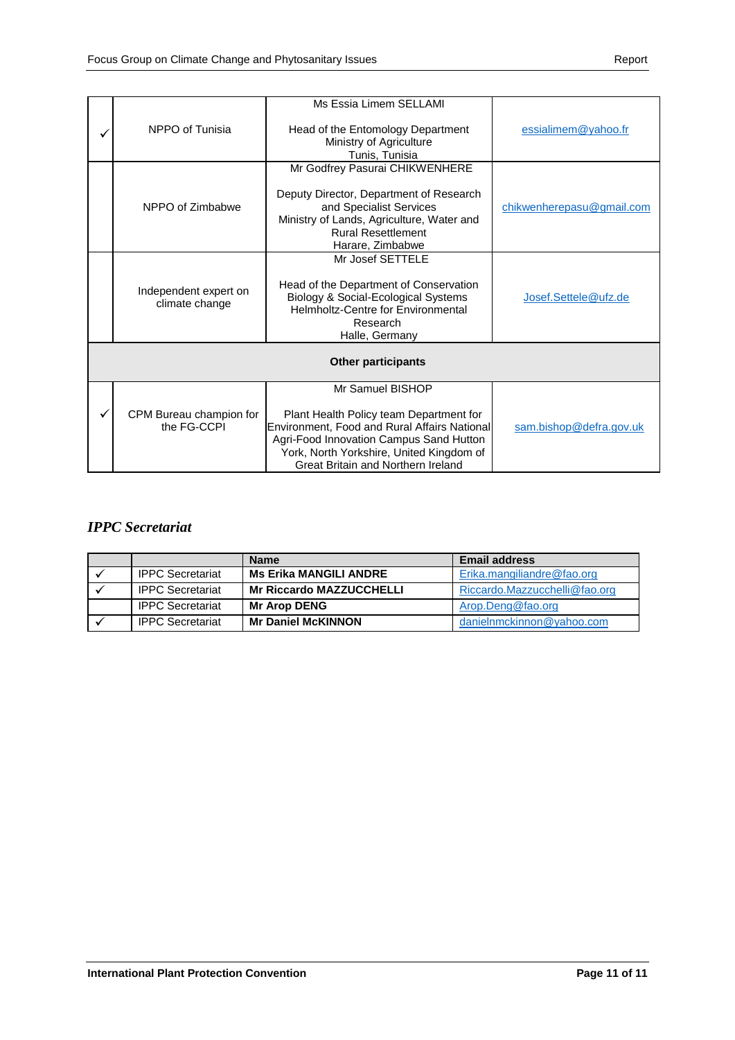| | | | |
|---|---|---|---|
| ✓ | NPPO of Tunisia | Ms Essia Limem SELLAMI<br><br>Head of the Entomology Department<br>Ministry of Agriculture<br>Tunis, Tunisia | essialimem@yahoo.fr |
| | NPPO of Zimbabwe | Mr Godfrey Pasurai CHIKWENHERE<br><br>Deputy Director, Department of Research and Specialist Services<br>Ministry of Lands, Agriculture, Water and Rural Resettlement<br>Harare, Zimbabwe | chikwenherepasu@gmail.com |
| | Independent expert on climate change | Mr Josef SETTELE<br><br>Head of the Department of Conservation Biology & Social-Ecological Systems<br>Helmholtz-Centre for Environmental Research<br>Halle, Germany | Josef.Settele@ufz.de |
| **Other participants** | | | |
| ✓ | CPM Bureau champion for the FG-CCPI | Mr Samuel BISHOP<br><br>Plant Health Policy team Department for Environment, Food and Rural Affairs National Agri-Food Innovation Campus Sand Hutton<br>York, North Yorkshire, United Kingdom of Great Britain and Northern Ireland | sam.bishop@defra.gov.uk |

### *IPPC Secretariat*

| | | Name | Email address |
|---|---|---|---|
| ✓ | IPPC Secretariat | **Ms Erika MANGILI ANDRE** | Erika.mangiliandre@fao.org |
| ✓ | IPPC Secretariat | **Mr Riccardo MAZZUCCHELLI** | Riccardo.Mazzucchelli@fao.org |
| | IPPC Secretariat | **Mr Arop DENG** | Arop.Deng@fao.org |
| ✓ | IPPC Secretariat | **Mr Daniel McKINNON** | danielnmckinnon@yahoo.com |